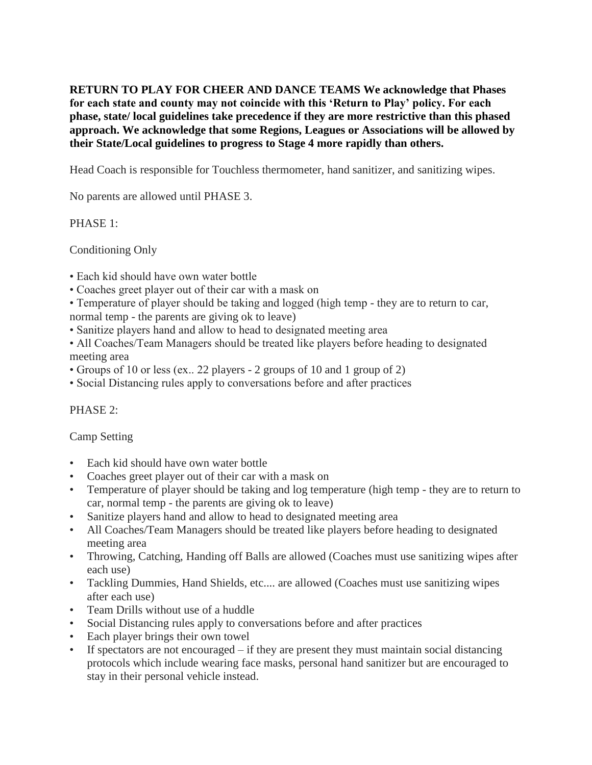**RETURN TO PLAY FOR CHEER AND DANCE TEAMS We acknowledge that Phases for each state and county may not coincide with this 'Return to Play' policy. For each phase, state/ local guidelines take precedence if they are more restrictive than this phased approach. We acknowledge that some Regions, Leagues or Associations will be allowed by their State/Local guidelines to progress to Stage 4 more rapidly than others.**

Head Coach is responsible for Touchless thermometer, hand sanitizer, and sanitizing wipes.

No parents are allowed until PHASE 3.

PHASE 1:

Conditioning Only

- Each kid should have own water bottle
- Coaches greet player out of their car with a mask on
- Temperature of player should be taking and logged (high temp - they are to return to car, normal temp - the parents are giving ok to leave)
- Sanitize players hand and allow to head to designated meeting area
- All Coaches/Team Managers should be treated like players before heading to designated meeting area
- Groups of 10 or less (ex.. 22 players - 2 groups of 10 and 1 group of 2)
- Social Distancing rules apply to conversations before and after practices

PHASE 2:

Camp Setting

- Each kid should have own water bottle
- Coaches greet player out of their car with a mask on
- Temperature of player should be taking and log temperature (high temp - they are to return to car, normal temp - the parents are giving ok to leave)
- Sanitize players hand and allow to head to designated meeting area
- All Coaches/Team Managers should be treated like players before heading to designated meeting area
- Throwing, Catching, Handing off Balls are allowed (Coaches must use sanitizing wipes after each use)
- Tackling Dummies, Hand Shields, etc.... are allowed (Coaches must use sanitizing wipes after each use)
- Team Drills without use of a huddle
- Social Distancing rules apply to conversations before and after practices
- Each player brings their own towel
- If spectators are not encouraged – if they are present they must maintain social distancing protocols which include wearing face masks, personal hand sanitizer but are encouraged to stay in their personal vehicle instead.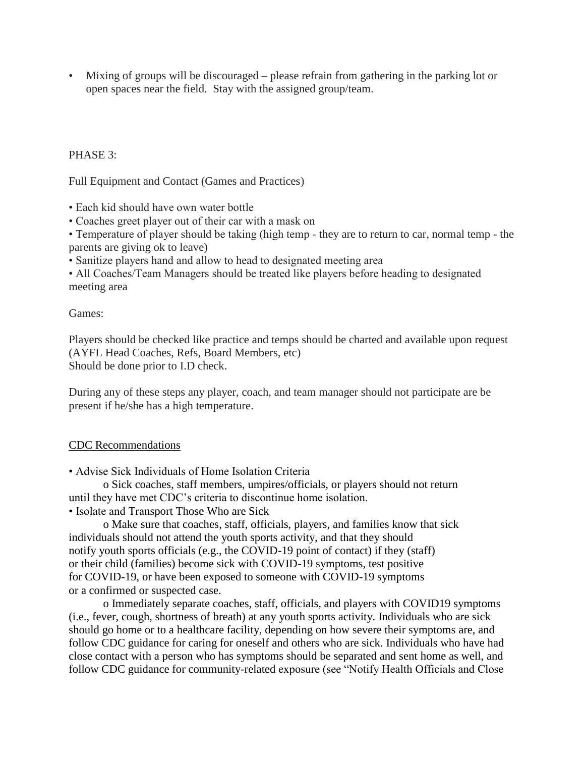- Mixing of groups will be discouraged – please refrain from gathering in the parking lot or open spaces near the field. Stay with the assigned group/team.

PHASE 3:

Full Equipment and Contact (Games and Practices)

- Each kid should have own water bottle
- Coaches greet player out of their car with a mask on
- Temperature of player should be taking (high temp - they are to return to car, normal temp - the parents are giving ok to leave)
- Sanitize players hand and allow to head to designated meeting area
- All Coaches/Team Managers should be treated like players before heading to designated meeting area

Games:

Players should be checked like practice and temps should be charted and available upon request (AYFL Head Coaches, Refs, Board Members, etc)
Should be done prior to I.D check.

During any of these steps any player, coach, and team manager should not participate are be present if he/she has a high temperature.

<u>CDC Recommendations</u>

- Advise Sick Individuals of Home Isolation Criteria
    - Sick coaches, staff members, umpires/officials, or players should not return until they have met CDC's criteria to discontinue home isolation.
- Isolate and Transport Those Who are Sick
    - Make sure that coaches, staff, officials, players, and families know that sick individuals should not attend the youth sports activity, and that they should notify youth sports officials (e.g., the COVID-19 point of contact) if they (staff) or their child (families) become sick with COVID-19 symptoms, test positive for COVID-19, or have been exposed to someone with COVID-19 symptoms or a confirmed or suspected case.
    - Immediately separate coaches, staff, officials, and players with COVID19 symptoms (i.e., fever, cough, shortness of breath) at any youth sports activity. Individuals who are sick should go home or to a healthcare facility, depending on how severe their symptoms are, and follow CDC guidance for caring for oneself and others who are sick. Individuals who have had close contact with a person who has symptoms should be separated and sent home as well, and follow CDC guidance for community-related exposure (see "Notify Health Officials and Close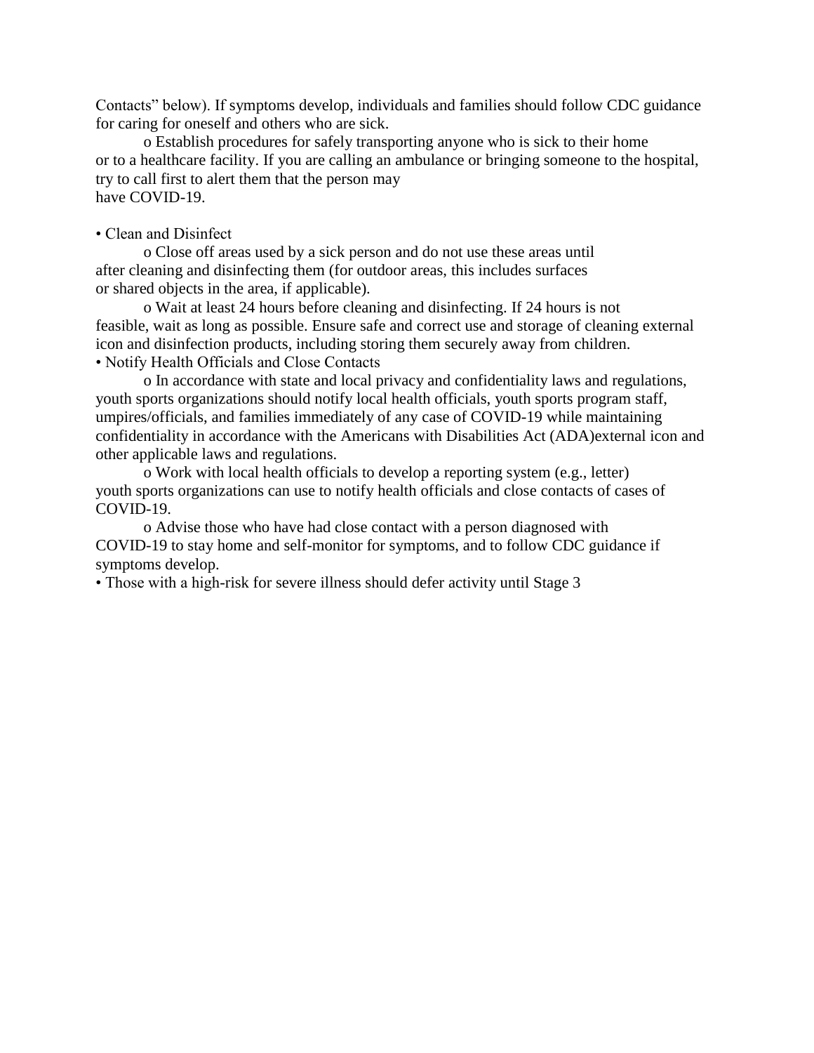Contacts" below). If symptoms develop, individuals and families should follow CDC guidance for caring for oneself and others who are sick.

- o Establish procedures for safely transporting anyone who is sick to their home or to a healthcare facility. If you are calling an ambulance or bringing someone to the hospital, try to call first to alert them that the person may have COVID-19.

• Clean and Disinfect

- o Close off areas used by a sick person and do not use these areas until after cleaning and disinfecting them (for outdoor areas, this includes surfaces or shared objects in the area, if applicable).
- o Wait at least 24 hours before cleaning and disinfecting. If 24 hours is not feasible, wait as long as possible. Ensure safe and correct use and storage of cleaning external icon and disinfection products, including storing them securely away from children.

• Notify Health Officials and Close Contacts

- o In accordance with state and local privacy and confidentiality laws and regulations, youth sports organizations should notify local health officials, youth sports program staff, umpires/officials, and families immediately of any case of COVID-19 while maintaining confidentiality in accordance with the Americans with Disabilities Act (ADA)external icon and other applicable laws and regulations.
- o Work with local health officials to develop a reporting system (e.g., letter) youth sports organizations can use to notify health officials and close contacts of cases of COVID-19.
- o Advise those who have had close contact with a person diagnosed with COVID-19 to stay home and self-monitor for symptoms, and to follow CDC guidance if symptoms develop.

• Those with a high-risk for severe illness should defer activity until Stage 3